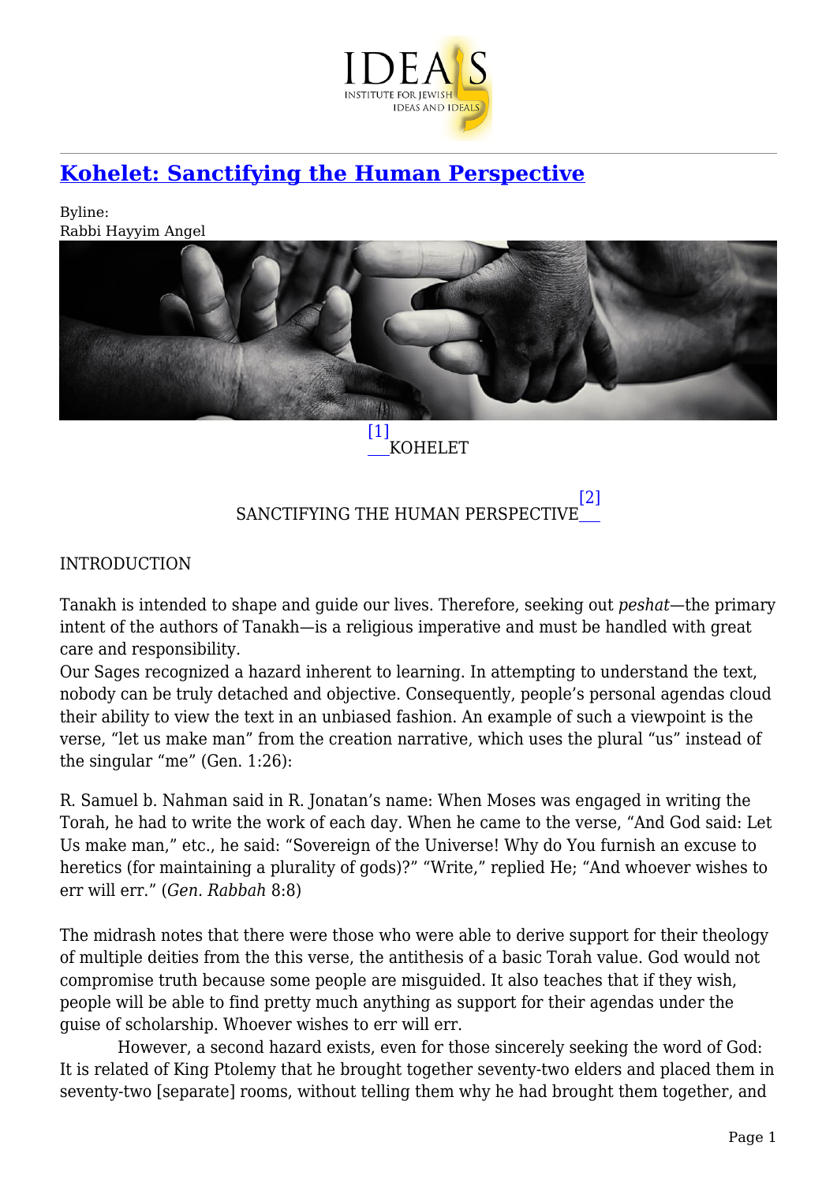# [Kohelet: Sanctifying the Human Perspective](#)

Byline:
Rabbi Hayyim Angel

[1] KOHELET

SANCTIFYING THE HUMAN PERSPECTIVE[2]

INTRODUCTION

Tanakh is intended to shape and guide our lives. Therefore, seeking out *peshat*—the primary intent of the authors of Tanakh—is a religious imperative and must be handled with great care and responsibility.

Our Sages recognized a hazard inherent to learning. In attempting to understand the text, nobody can be truly detached and objective. Consequently, people's personal agendas cloud their ability to view the text in an unbiased fashion. An example of such a viewpoint is the verse, "let us make man" from the creation narrative, which uses the plural "us" instead of the singular "me" (Gen. 1:26):

R. Samuel b. Nahman said in R. Jonatan's name: When Moses was engaged in writing the Torah, he had to write the work of each day. When he came to the verse, "And God said: Let Us make man," etc., he said: "Sovereign of the Universe! Why do You furnish an excuse to heretics (for maintaining a plurality of gods)?" "Write," replied He; "And whoever wishes to err will err." (*Gen. Rabbah* 8:8)

The midrash notes that there were those who were able to derive support for their theology of multiple deities from the this verse, the antithesis of a basic Torah value. God would not compromise truth because some people are misguided. It also teaches that if they wish, people will be able to find pretty much anything as support for their agendas under the guise of scholarship. Whoever wishes to err will err.

However, a second hazard exists, even for those sincerely seeking the word of God: It is related of King Ptolemy that he brought together seventy-two elders and placed them in seventy-two [separate] rooms, without telling them why he had brought them together, and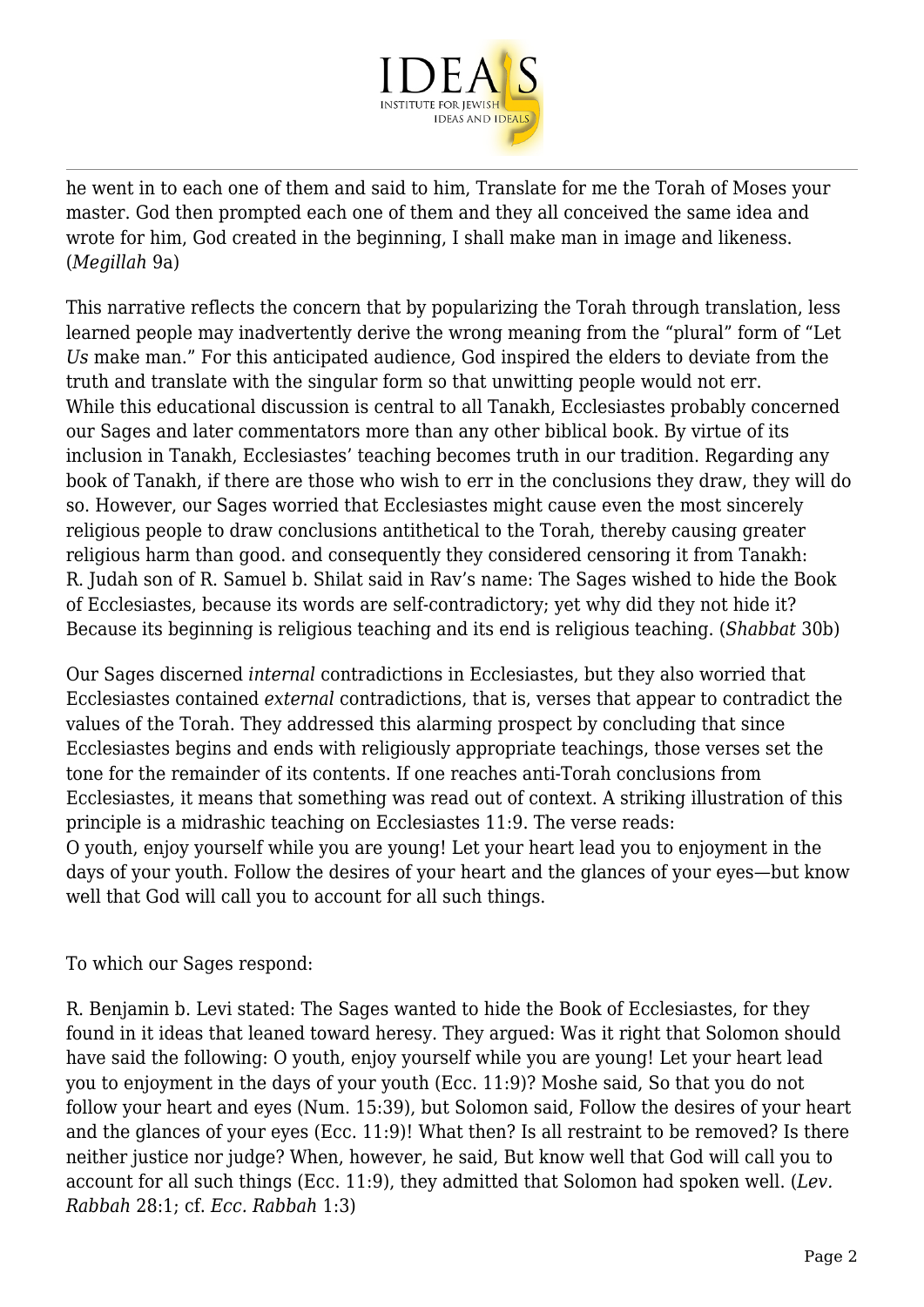he went in to each one of them and said to him, Translate for me the Torah of Moses your master. God then prompted each one of them and they all conceived the same idea and wrote for him, God created in the beginning, I shall make man in image and likeness. (*Megillah* 9a)

This narrative reflects the concern that by popularizing the Torah through translation, less learned people may inadvertently derive the wrong meaning from the "plural" form of "Let *Us* make man." For this anticipated audience, God inspired the elders to deviate from the truth and translate with the singular form so that unwitting people would not err.

While this educational discussion is central to all Tanakh, Ecclesiastes probably concerned our Sages and later commentators more than any other biblical book. By virtue of its inclusion in Tanakh, Ecclesiastes' teaching becomes truth in our tradition. Regarding any book of Tanakh, if there are those who wish to err in the conclusions they draw, they will do so. However, our Sages worried that Ecclesiastes might cause even the most sincerely religious people to draw conclusions antithetical to the Torah, thereby causing greater religious harm than good. and consequently they considered censoring it from Tanakh:

R. Judah son of R. Samuel b. Shilat said in Rav's name: The Sages wished to hide the Book of Ecclesiastes, because its words are self-contradictory; yet why did they not hide it? Because its beginning is religious teaching and its end is religious teaching. (*Shabbat* 30b)

Our Sages discerned *internal* contradictions in Ecclesiastes, but they also worried that Ecclesiastes contained *external* contradictions, that is, verses that appear to contradict the values of the Torah. They addressed this alarming prospect by concluding that since Ecclesiastes begins and ends with religiously appropriate teachings, those verses set the tone for the remainder of its contents. If one reaches anti-Torah conclusions from Ecclesiastes, it means that something was read out of context. A striking illustration of this principle is a midrashic teaching on Ecclesiastes 11:9. The verse reads:

O youth, enjoy yourself while you are young! Let your heart lead you to enjoyment in the days of your youth. Follow the desires of your heart and the glances of your eyes—but know well that God will call you to account for all such things.

To which our Sages respond:

R. Benjamin b. Levi stated: The Sages wanted to hide the Book of Ecclesiastes, for they found in it ideas that leaned toward heresy. They argued: Was it right that Solomon should have said the following: O youth, enjoy yourself while you are young! Let your heart lead you to enjoyment in the days of your youth (Ecc. 11:9)? Moshe said, So that you do not follow your heart and eyes (Num. 15:39), but Solomon said, Follow the desires of your heart and the glances of your eyes (Ecc. 11:9)! What then? Is all restraint to be removed? Is there neither justice nor judge? When, however, he said, But know well that God will call you to account for all such things (Ecc. 11:9), they admitted that Solomon had spoken well. (*Lev. Rabbah* 28:1; cf. *Ecc. Rabbah* 1:3)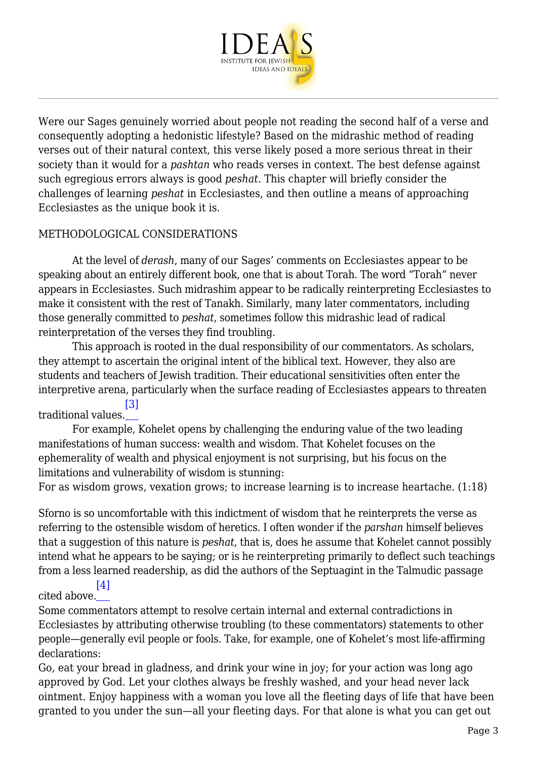Were our Sages genuinely worried about people not reading the second half of a verse and consequently adopting a hedonistic lifestyle? Based on the midrashic method of reading verses out of their natural context, this verse likely posed a more serious threat in their society than it would for a *pashtan* who reads verses in context. The best defense against such egregious errors always is good *peshat*. This chapter will briefly consider the challenges of learning *peshat* in Ecclesiastes, and then outline a means of approaching Ecclesiastes as the unique book it is.

## METHODOLOGICAL CONSIDERATIONS

At the level of *derash*, many of our Sages' comments on Ecclesiastes appear to be speaking about an entirely different book, one that is about Torah. The word "Torah" never appears in Ecclesiastes. Such midrashim appear to be radically reinterpreting Ecclesiastes to make it consistent with the rest of Tanakh. Similarly, many later commentators, including those generally committed to *peshat*, sometimes follow this midrashic lead of radical reinterpretation of the verses they find troubling.

This approach is rooted in the dual responsibility of our commentators. As scholars, they attempt to ascertain the original intent of the biblical text. However, they also are students and teachers of Jewish tradition. Their educational sensitivities often enter the interpretive arena, particularly when the surface reading of Ecclesiastes appears to threaten traditional values.[3]

For example, Kohelet opens by challenging the enduring value of the two leading manifestations of human success: wealth and wisdom. That Kohelet focuses on the ephemerality of wealth and physical enjoyment is not surprising, but his focus on the limitations and vulnerability of wisdom is stunning:

For as wisdom grows, vexation grows; to increase learning is to increase heartache. (1:18)

Sforno is so uncomfortable with this indictment of wisdom that he reinterprets the verse as referring to the ostensible wisdom of heretics. I often wonder if the *parshan* himself believes that a suggestion of this nature is *peshat*, that is, does he assume that Kohelet cannot possibly intend what he appears to be saying; or is he reinterpreting primarily to deflect such teachings from a less learned readership, as did the authors of the Septuagint in the Talmudic passage cited above.[4]

Some commentators attempt to resolve certain internal and external contradictions in Ecclesiastes by attributing otherwise troubling (to these commentators) statements to other people—generally evil people or fools. Take, for example, one of Kohelet's most life-affirming declarations:

Go, eat your bread in gladness, and drink your wine in joy; for your action was long ago approved by God. Let your clothes always be freshly washed, and your head never lack ointment. Enjoy happiness with a woman you love all the fleeting days of life that have been granted to you under the sun—all your fleeting days. For that alone is what you can get out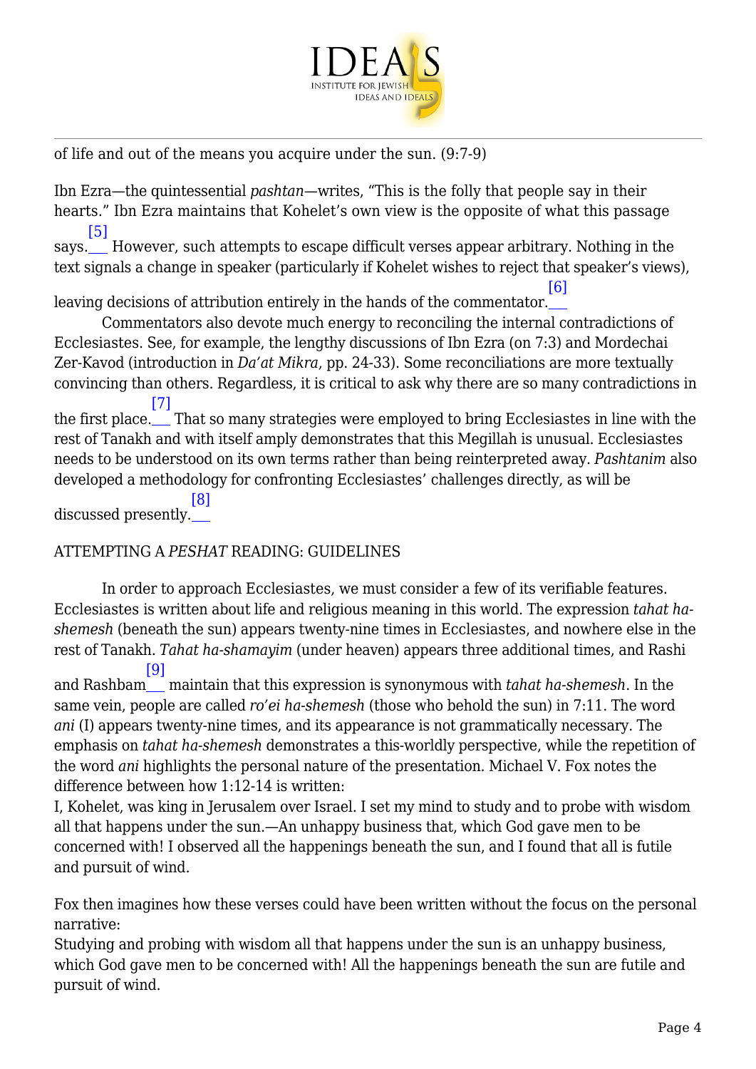of life and out of the means you acquire under the sun. (9:7-9)

Ibn Ezra—the quintessential *pashtan*—writes, "This is the folly that people say in their hearts." Ibn Ezra maintains that Kohelet's own view is the opposite of what this passage says.[5] However, such attempts to escape difficult verses appear arbitrary. Nothing in the text signals a change in speaker (particularly if Kohelet wishes to reject that speaker's views), leaving decisions of attribution entirely in the hands of the commentator.[6]

Commentators also devote much energy to reconciling the internal contradictions of Ecclesiastes. See, for example, the lengthy discussions of Ibn Ezra (on 7:3) and Mordechai Zer-Kavod (introduction in *Da'at Mikra*, pp. 24-33). Some reconciliations are more textually convincing than others. Regardless, it is critical to ask why there are so many contradictions in the first place.[7] That so many strategies were employed to bring Ecclesiastes in line with the rest of Tanakh and with itself amply demonstrates that this Megillah is unusual. Ecclesiastes needs to be understood on its own terms rather than being reinterpreted away. *Pashtanim* also developed a methodology for confronting Ecclesiastes' challenges directly, as will be discussed presently.[8]

## ATTEMPTING A *PESHAT* READING: GUIDELINES

In order to approach Ecclesiastes, we must consider a few of its verifiable features. Ecclesiastes is written about life and religious meaning in this world. The expression *tahat ha-shemesh* (beneath the sun) appears twenty-nine times in Ecclesiastes, and nowhere else in the rest of Tanakh. *Tahat ha-shamayim* (under heaven) appears three additional times, and Rashi and Rashbam[9] maintain that this expression is synonymous with *tahat ha-shemesh*. In the same vein, people are called *ro'ei ha-shemesh* (those who behold the sun) in 7:11. The word *ani* (I) appears twenty-nine times, and its appearance is not grammatically necessary. The emphasis on *tahat ha-shemesh* demonstrates a this-worldly perspective, while the repetition of the word *ani* highlights the personal nature of the presentation. Michael V. Fox notes the difference between how 1:12-14 is written:

I, Kohelet, was king in Jerusalem over Israel. I set my mind to study and to probe with wisdom all that happens under the sun.—An unhappy business that, which God gave men to be concerned with! I observed all the happenings beneath the sun, and I found that all is futile and pursuit of wind.

Fox then imagines how these verses could have been written without the focus on the personal narrative:

Studying and probing with wisdom all that happens under the sun is an unhappy business, which God gave men to be concerned with! All the happenings beneath the sun are futile and pursuit of wind.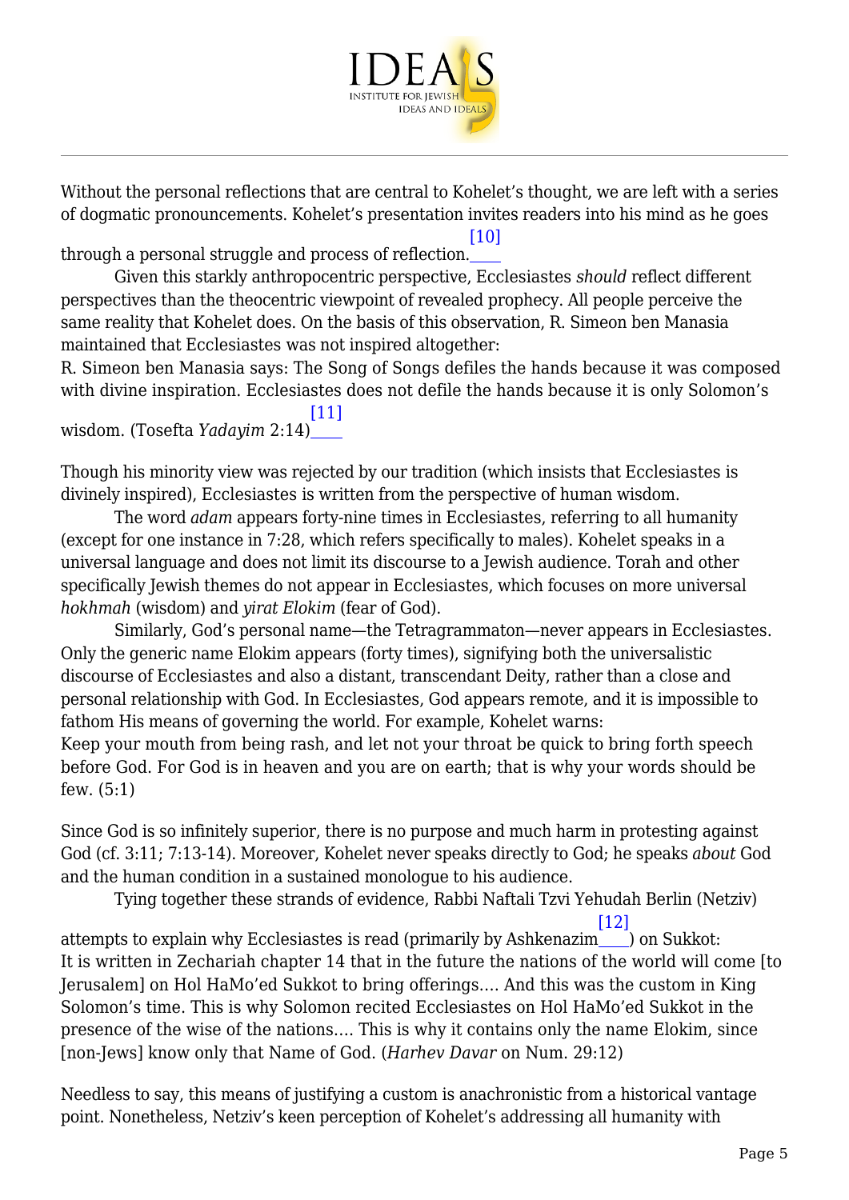Without the personal reflections that are central to Kohelet's thought, we are left with a series of dogmatic pronouncements. Kohelet's presentation invites readers into his mind as he goes through a personal struggle and process of reflection.[10]

Given this starkly anthropocentric perspective, Ecclesiastes *should* reflect different perspectives than the theocentric viewpoint of revealed prophecy. All people perceive the same reality that Kohelet does. On the basis of this observation, R. Simeon ben Manasia maintained that Ecclesiastes was not inspired altogether:

R. Simeon ben Manasia says: The Song of Songs defiles the hands because it was composed with divine inspiration. Ecclesiastes does not defile the hands because it is only Solomon's wisdom. (Tosefta *Yadayim* 2:14)[11]

Though his minority view was rejected by our tradition (which insists that Ecclesiastes is divinely inspired), Ecclesiastes is written from the perspective of human wisdom.

The word *adam* appears forty-nine times in Ecclesiastes, referring to all humanity (except for one instance in 7:28, which refers specifically to males). Kohelet speaks in a universal language and does not limit its discourse to a Jewish audience. Torah and other specifically Jewish themes do not appear in Ecclesiastes, which focuses on more universal *hokhmah* (wisdom) and *yirat Elokim* (fear of God).

Similarly, God's personal name—the Tetragrammaton—never appears in Ecclesiastes. Only the generic name Elokim appears (forty times), signifying both the universalistic discourse of Ecclesiastes and also a distant, transcendant Deity, rather than a close and personal relationship with God. In Ecclesiastes, God appears remote, and it is impossible to fathom His means of governing the world. For example, Kohelet warns:

Keep your mouth from being rash, and let not your throat be quick to bring forth speech before God. For God is in heaven and you are on earth; that is why your words should be few. (5:1)

Since God is so infinitely superior, there is no purpose and much harm in protesting against God (cf. 3:11; 7:13-14). Moreover, Kohelet never speaks directly to God; he speaks *about* God and the human condition in a sustained monologue to his audience.

Tying together these strands of evidence, Rabbi Naftali Tzvi Yehudah Berlin (Netziv) attempts to explain why Ecclesiastes is read (primarily by Ashkenazim[12]) on Sukkot:

It is written in Zechariah chapter 14 that in the future the nations of the world will come [to Jerusalem] on Hol HaMo'ed Sukkot to bring offerings…. And this was the custom in King Solomon's time. This is why Solomon recited Ecclesiastes on Hol HaMo'ed Sukkot in the presence of the wise of the nations…. This is why it contains only the name Elokim, since [non-Jews] know only that Name of God. (*Harhev Davar* on Num. 29:12)

Needless to say, this means of justifying a custom is anachronistic from a historical vantage point. Nonetheless, Netziv's keen perception of Kohelet's addressing all humanity with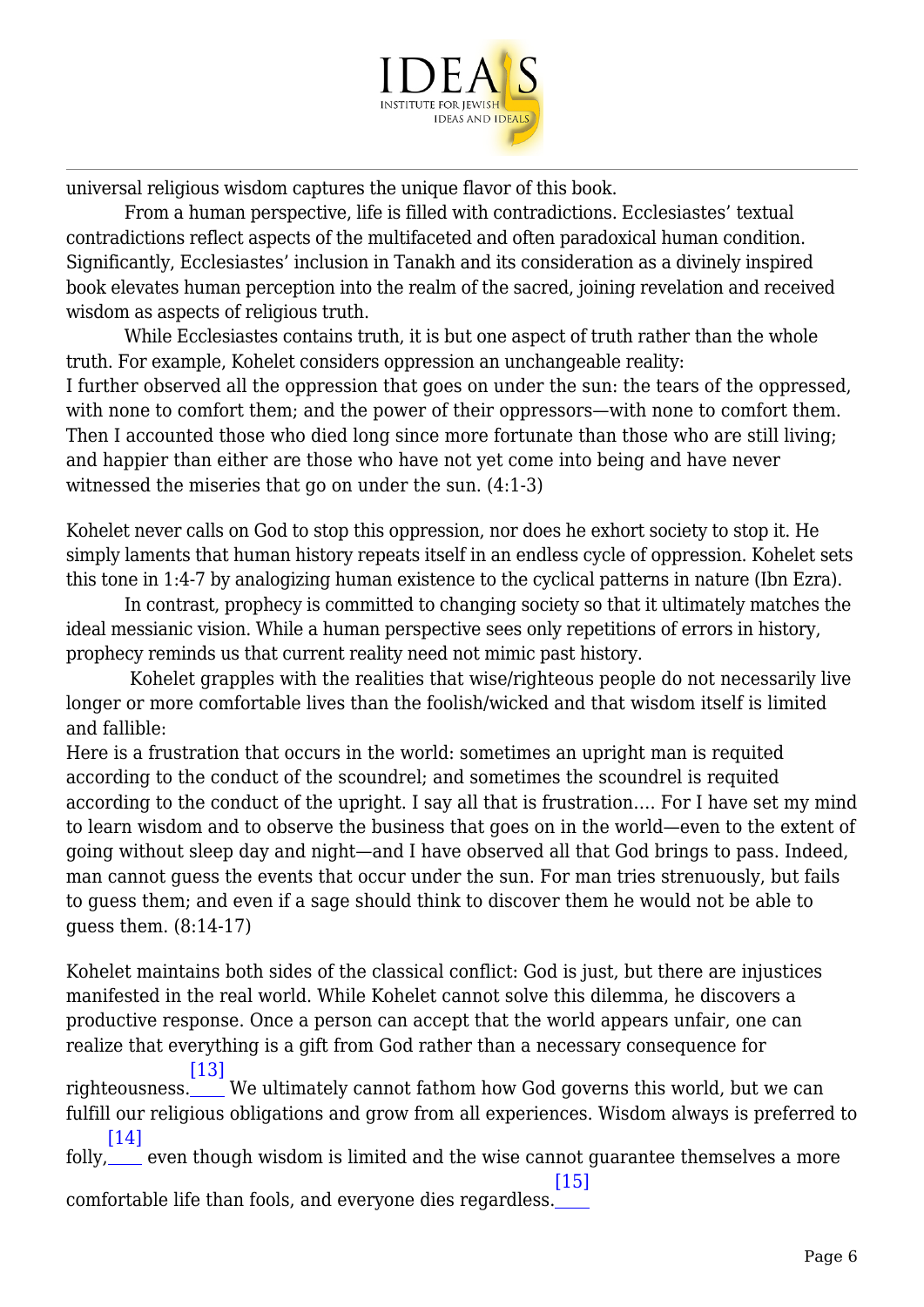universal religious wisdom captures the unique flavor of this book.

From a human perspective, life is filled with contradictions. Ecclesiastes' textual contradictions reflect aspects of the multifaceted and often paradoxical human condition. Significantly, Ecclesiastes' inclusion in Tanakh and its consideration as a divinely inspired book elevates human perception into the realm of the sacred, joining revelation and received wisdom as aspects of religious truth.

While Ecclesiastes contains truth, it is but one aspect of truth rather than the whole truth. For example, Kohelet considers oppression an unchangeable reality:

I further observed all the oppression that goes on under the sun: the tears of the oppressed, with none to comfort them; and the power of their oppressors—with none to comfort them. Then I accounted those who died long since more fortunate than those who are still living; and happier than either are those who have not yet come into being and have never witnessed the miseries that go on under the sun. (4:1-3)

Kohelet never calls on God to stop this oppression, nor does he exhort society to stop it. He simply laments that human history repeats itself in an endless cycle of oppression. Kohelet sets this tone in 1:4-7 by analogizing human existence to the cyclical patterns in nature (Ibn Ezra).

In contrast, prophecy is committed to changing society so that it ultimately matches the ideal messianic vision. While a human perspective sees only repetitions of errors in history, prophecy reminds us that current reality need not mimic past history.

Kohelet grapples with the realities that wise/righteous people do not necessarily live longer or more comfortable lives than the foolish/wicked and that wisdom itself is limited and fallible:

Here is a frustration that occurs in the world: sometimes an upright man is requited according to the conduct of the scoundrel; and sometimes the scoundrel is requited according to the conduct of the upright. I say all that is frustration…. For I have set my mind to learn wisdom and to observe the business that goes on in the world—even to the extent of going without sleep day and night—and I have observed all that God brings to pass. Indeed, man cannot guess the events that occur under the sun. For man tries strenuously, but fails to guess them; and even if a sage should think to discover them he would not be able to guess them. (8:14-17)

Kohelet maintains both sides of the classical conflict: God is just, but there are injustices manifested in the real world. While Kohelet cannot solve this dilemma, he discovers a productive response. Once a person can accept that the world appears unfair, one can realize that everything is a gift from God rather than a necessary consequence for righteousness.[13] We ultimately cannot fathom how God governs this world, but we can fulfill our religious obligations and grow from all experiences. Wisdom always is preferred to folly,[14] even though wisdom is limited and the wise cannot guarantee themselves a more comfortable life than fools, and everyone dies regardless.[15]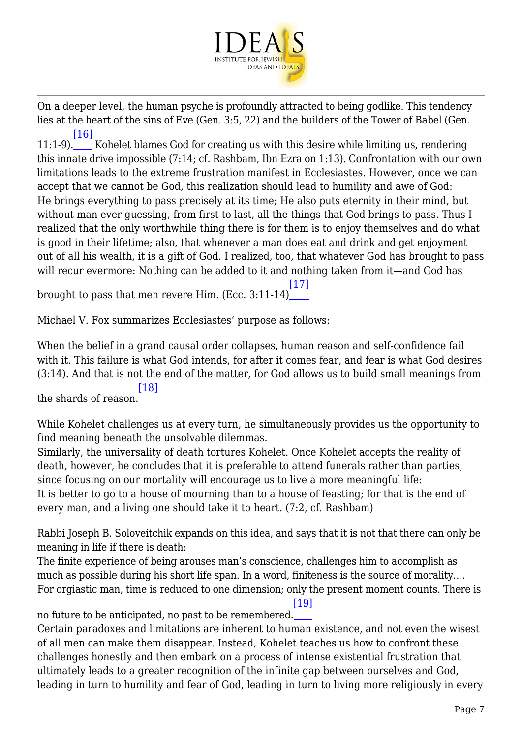On a deeper level, the human psyche is profoundly attracted to being godlike. This tendency lies at the heart of the sins of Eve (Gen. 3:5, 22) and the builders of the Tower of Babel (Gen. 11:1-9).[16] Kohelet blames God for creating us with this desire while limiting us, rendering this innate drive impossible (7:14; cf. Rashbam, Ibn Ezra on 1:13). Confrontation with our own limitations leads to the extreme frustration manifest in Ecclesiastes. However, once we can accept that we cannot be God, this realization should lead to humility and awe of God:

He brings everything to pass precisely at its time; He also puts eternity in their mind, but without man ever guessing, from first to last, all the things that God brings to pass. Thus I realized that the only worthwhile thing there is for them is to enjoy themselves and do what is good in their lifetime; also, that whenever a man does eat and drink and get enjoyment out of all his wealth, it is a gift of God. I realized, too, that whatever God has brought to pass will recur evermore: Nothing can be added to it and nothing taken from it—and God has brought to pass that men revere Him. (Ecc. 3:11-14)[17]

Michael V. Fox summarizes Ecclesiastes' purpose as follows:

When the belief in a grand causal order collapses, human reason and self-confidence fail with it. This failure is what God intends, for after it comes fear, and fear is what God desires (3:14). And that is not the end of the matter, for God allows us to build small meanings from the shards of reason.[18]

While Kohelet challenges us at every turn, he simultaneously provides us the opportunity to find meaning beneath the unsolvable dilemmas.

Similarly, the universality of death tortures Kohelet. Once Kohelet accepts the reality of death, however, he concludes that it is preferable to attend funerals rather than parties, since focusing on our mortality will encourage us to live a more meaningful life:

It is better to go to a house of mourning than to a house of feasting; for that is the end of every man, and a living one should take it to heart. (7:2, cf. Rashbam)

Rabbi Joseph B. Soloveitchik expands on this idea, and says that it is not that there can only be meaning in life if there is death:

The finite experience of being arouses man's conscience, challenges him to accomplish as much as possible during his short life span. In a word, finiteness is the source of morality…. For orgiastic man, time is reduced to one dimension; only the present moment counts. There is no future to be anticipated, no past to be remembered.[19]

Certain paradoxes and limitations are inherent to human existence, and not even the wisest of all men can make them disappear. Instead, Kohelet teaches us how to confront these challenges honestly and then embark on a process of intense existential frustration that ultimately leads to a greater recognition of the infinite gap between ourselves and God, leading in turn to humility and fear of God, leading in turn to living more religiously in every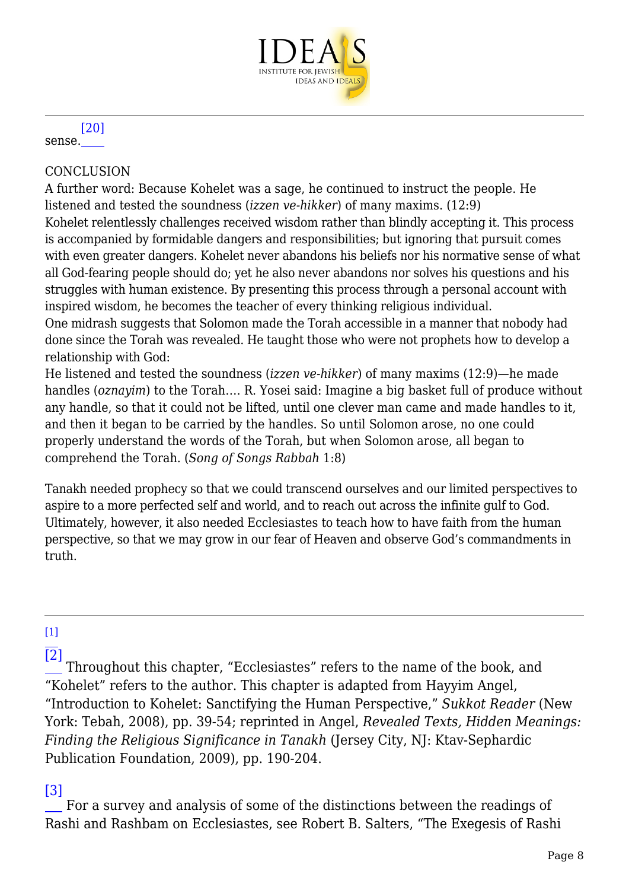sense.[20]

## CONCLUSION

A further word: Because Kohelet was a sage, he continued to instruct the people. He listened and tested the soundness (*izzen ve-hikker*) of many maxims. (12:9)

Kohelet relentlessly challenges received wisdom rather than blindly accepting it. This process is accompanied by formidable dangers and responsibilities; but ignoring that pursuit comes with even greater dangers. Kohelet never abandons his beliefs nor his normative sense of what all God-fearing people should do; yet he also never abandons nor solves his questions and his struggles with human existence. By presenting this process through a personal account with inspired wisdom, he becomes the teacher of every thinking religious individual.

One midrash suggests that Solomon made the Torah accessible in a manner that nobody had done since the Torah was revealed. He taught those who were not prophets how to develop a relationship with God:

He listened and tested the soundness (*izzen ve-hikker*) of many maxims (12:9)—he made handles (*oznayim*) to the Torah…. R. Yosei said: Imagine a big basket full of produce without any handle, so that it could not be lifted, until one clever man came and made handles to it, and then it began to be carried by the handles. So until Solomon arose, no one could properly understand the words of the Torah, but when Solomon arose, all began to comprehend the Torah. (*Song of Songs Rabbah* 1:8)

Tanakh needed prophecy so that we could transcend ourselves and our limited perspectives to aspire to a more perfected self and world, and to reach out across the infinite gulf to God. Ultimately, however, it also needed Ecclesiastes to teach how to have faith from the human perspective, so that we may grow in our fear of Heaven and observe God's commandments in truth.

---

[1]

[2] Throughout this chapter, "Ecclesiastes" refers to the name of the book, and "Kohelet" refers to the author. This chapter is adapted from Hayyim Angel, "Introduction to Kohelet: Sanctifying the Human Perspective," *Sukkot Reader* (New York: Tebah, 2008), pp. 39-54; reprinted in Angel, *Revealed Texts, Hidden Meanings: Finding the Religious Significance in Tanakh* (Jersey City, NJ: Ktav-Sephardic Publication Foundation, 2009), pp. 190-204.

[3] For a survey and analysis of some of the distinctions between the readings of Rashi and Rashbam on Ecclesiastes, see Robert B. Salters, "The Exegesis of Rashi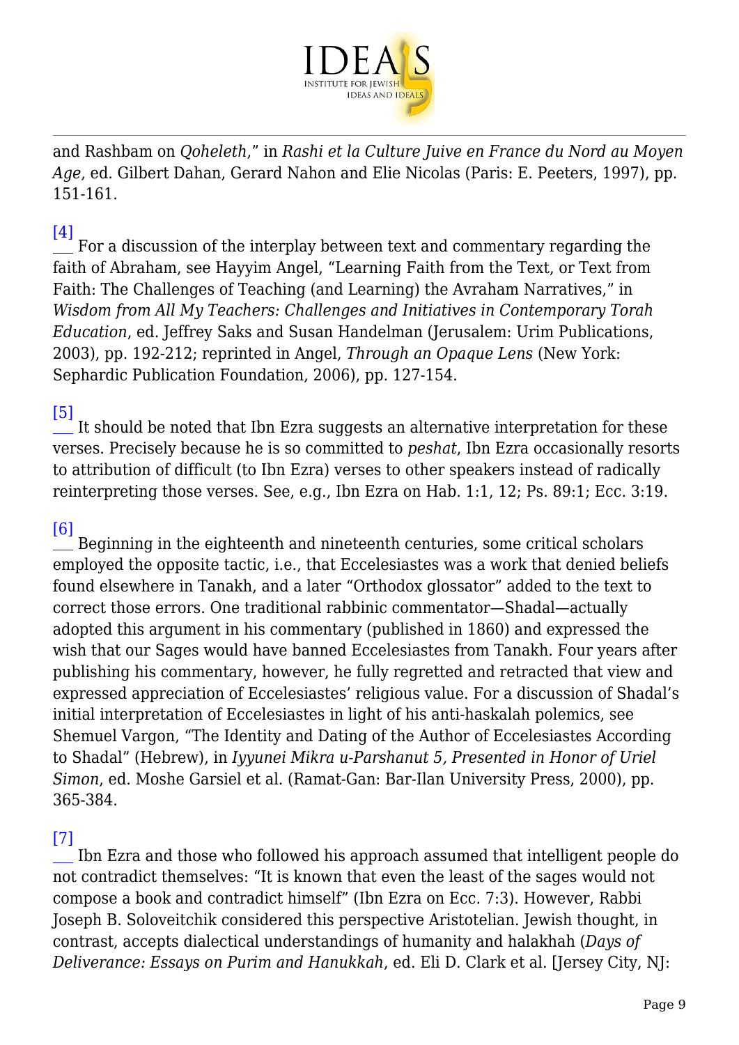and Rashbam on *Qoheleth*," in *Rashi et la Culture Juive en France du Nord au Moyen Age*, ed. Gilbert Dahan, Gerard Nahon and Elie Nicolas (Paris: E. Peeters, 1997), pp. 151-161.

[4] For a discussion of the interplay between text and commentary regarding the faith of Abraham, see Hayyim Angel, "Learning Faith from the Text, or Text from Faith: The Challenges of Teaching (and Learning) the Avraham Narratives," in *Wisdom from All My Teachers: Challenges and Initiatives in Contemporary Torah Education*, ed. Jeffrey Saks and Susan Handelman (Jerusalem: Urim Publications, 2003), pp. 192-212; reprinted in Angel, *Through an Opaque Lens* (New York: Sephardic Publication Foundation, 2006), pp. 127-154.

[5] It should be noted that Ibn Ezra suggests an alternative interpretation for these verses. Precisely because he is so committed to *peshat*, Ibn Ezra occasionally resorts to attribution of difficult (to Ibn Ezra) verses to other speakers instead of radically reinterpreting those verses. See, e.g., Ibn Ezra on Hab. 1:1, 12; Ps. 89:1; Ecc. 3:19.

[6] Beginning in the eighteenth and nineteenth centuries, some critical scholars employed the opposite tactic, i.e., that Eccelesiastes was a work that denied beliefs found elsewhere in Tanakh, and a later "Orthodox glossator" added to the text to correct those errors. One traditional rabbinic commentator—Shadal—actually adopted this argument in his commentary (published in 1860) and expressed the wish that our Sages would have banned Eccelesiastes from Tanakh. Four years after publishing his commentary, however, he fully regretted and retracted that view and expressed appreciation of Eccelesiastes' religious value. For a discussion of Shadal's initial interpretation of Eccelesiastes in light of his anti-haskalah polemics, see Shemuel Vargon, "The Identity and Dating of the Author of Eccelesiastes According to Shadal" (Hebrew), in *Iyyunei Mikra u-Parshanut 5, Presented in Honor of Uriel Simon*, ed. Moshe Garsiel et al. (Ramat-Gan: Bar-Ilan University Press, 2000), pp. 365-384.

[7] Ibn Ezra and those who followed his approach assumed that intelligent people do not contradict themselves: "It is known that even the least of the sages would not compose a book and contradict himself" (Ibn Ezra on Ecc. 7:3). However, Rabbi Joseph B. Soloveitchik considered this perspective Aristotelian. Jewish thought, in contrast, accepts dialectical understandings of humanity and halakhah (*Days of Deliverance: Essays on Purim and Hanukkah*, ed. Eli D. Clark et al. [Jersey City, NJ: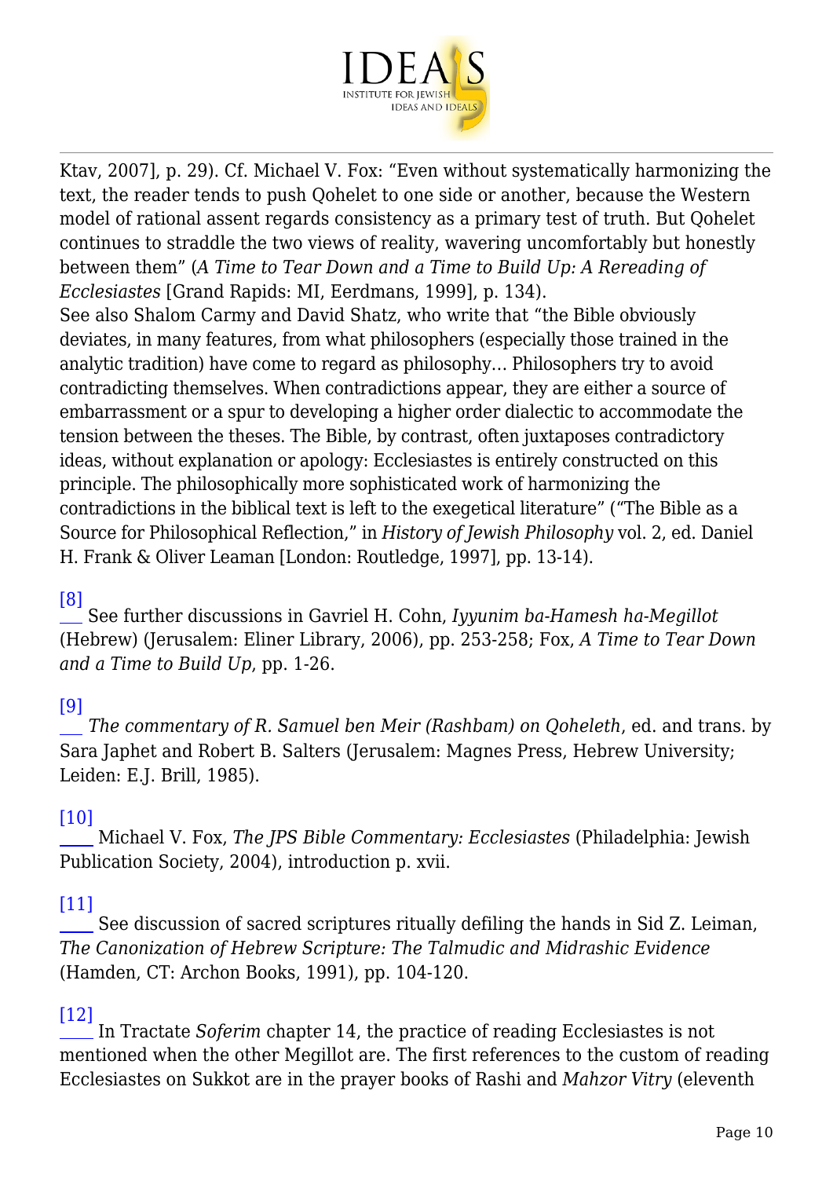Ktav, 2007], p. 29). Cf. Michael V. Fox: "Even without systematically harmonizing the text, the reader tends to push Qohelet to one side or another, because the Western model of rational assent regards consistency as a primary test of truth. But Qohelet continues to straddle the two views of reality, wavering uncomfortably but honestly between them" (*A Time to Tear Down and a Time to Build Up: A Rereading of Ecclesiastes* [Grand Rapids: MI, Eerdmans, 1999], p. 134).
See also Shalom Carmy and David Shatz, who write that "the Bible obviously deviates, in many features, from what philosophers (especially those trained in the analytic tradition) have come to regard as philosophy… Philosophers try to avoid contradicting themselves. When contradictions appear, they are either a source of embarrassment or a spur to developing a higher order dialectic to accommodate the tension between the theses. The Bible, by contrast, often juxtaposes contradictory ideas, without explanation or apology: Ecclesiastes is entirely constructed on this principle. The philosophically more sophisticated work of harmonizing the contradictions in the biblical text is left to the exegetical literature" ("The Bible as a Source for Philosophical Reflection," in *History of Jewish Philosophy* vol. 2, ed. Daniel H. Frank & Oliver Leaman [London: Routledge, 1997], pp. 13-14).

[8] See further discussions in Gavriel H. Cohn, *Iyyunim ba-Hamesh ha-Megillot* (Hebrew) (Jerusalem: Eliner Library, 2006), pp. 253-258; Fox, *A Time to Tear Down and a Time to Build Up*, pp. 1-26.

[9] *The commentary of R. Samuel ben Meir (Rashbam) on Qoheleth*, ed. and trans. by Sara Japhet and Robert B. Salters (Jerusalem: Magnes Press, Hebrew University; Leiden: E.J. Brill, 1985).

[10] Michael V. Fox, *The JPS Bible Commentary: Ecclesiastes* (Philadelphia: Jewish Publication Society, 2004), introduction p. xvii.

[11] See discussion of sacred scriptures ritually defiling the hands in Sid Z. Leiman, *The Canonization of Hebrew Scripture: The Talmudic and Midrashic Evidence* (Hamden, CT: Archon Books, 1991), pp. 104-120.

[12] In Tractate *Soferim* chapter 14, the practice of reading Ecclesiastes is not mentioned when the other Megillot are. The first references to the custom of reading Ecclesiastes on Sukkot are in the prayer books of Rashi and *Mahzor Vitry* (eleventh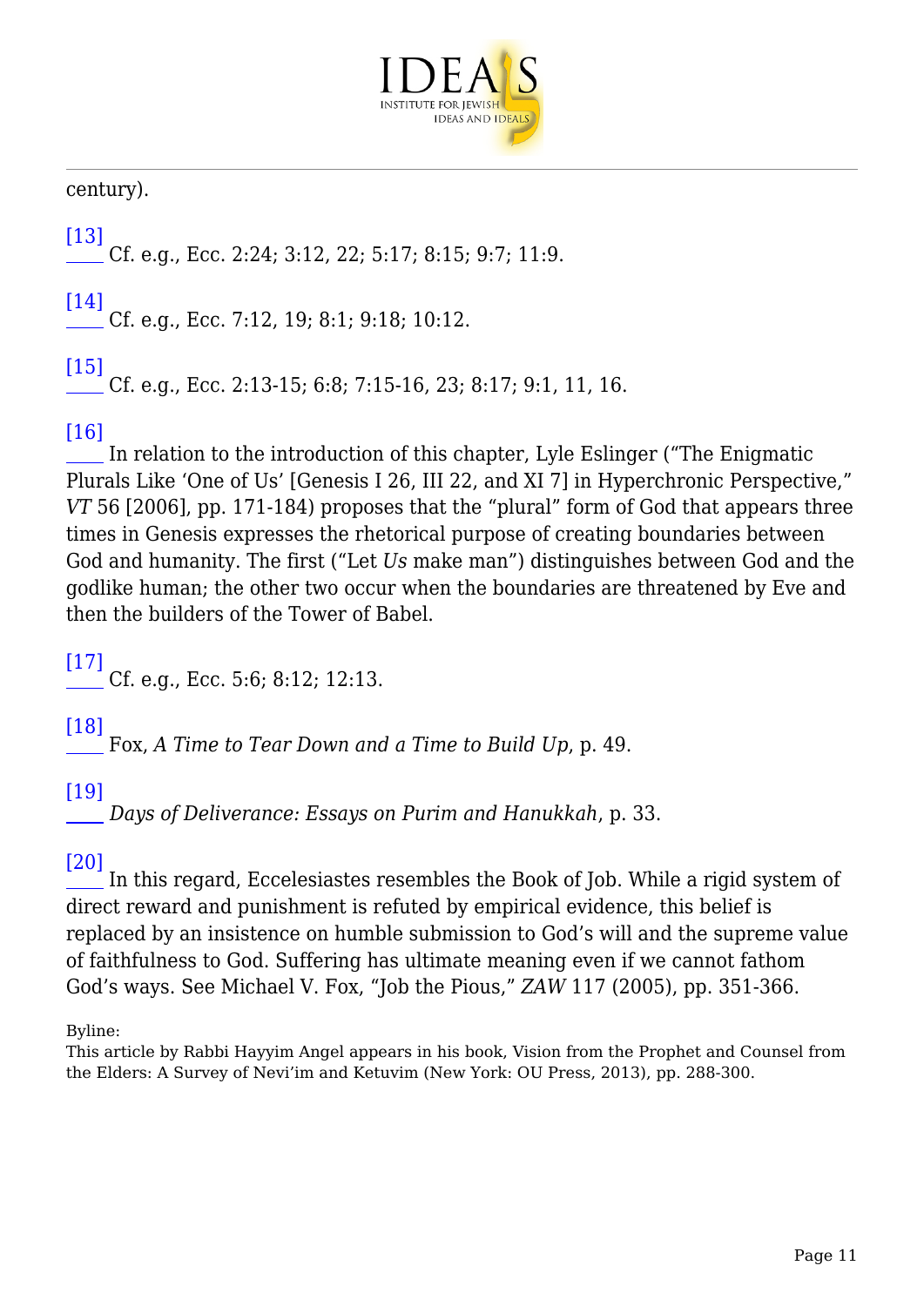century).

[13] Cf. e.g., Ecc. 2:24; 3:12, 22; 5:17; 8:15; 9:7; 11:9.

[14] Cf. e.g., Ecc. 7:12, 19; 8:1; 9:18; 10:12.

[15] Cf. e.g., Ecc. 2:13-15; 6:8; 7:15-16, 23; 8:17; 9:1, 11, 16.

[16] In relation to the introduction of this chapter, Lyle Eslinger ("The Enigmatic Plurals Like 'One of Us' [Genesis I 26, III 22, and XI 7] in Hyperchronic Perspective," *VT* 56 [2006], pp. 171-184) proposes that the "plural" form of God that appears three times in Genesis expresses the rhetorical purpose of creating boundaries between God and humanity. The first ("Let *Us* make man") distinguishes between God and the godlike human; the other two occur when the boundaries are threatened by Eve and then the builders of the Tower of Babel.

[17] Cf. e.g., Ecc. 5:6; 8:12; 12:13.

[18] Fox, *A Time to Tear Down and a Time to Build Up*, p. 49.

[19] *Days of Deliverance: Essays on Purim and Hanukkah*, p. 33.

[20] In this regard, Eccelesiastes resembles the Book of Job. While a rigid system of direct reward and punishment is refuted by empirical evidence, this belief is replaced by an insistence on humble submission to God's will and the supreme value of faithfulness to God. Suffering has ultimate meaning even if we cannot fathom God's ways. See Michael V. Fox, "Job the Pious," *ZAW* 117 (2005), pp. 351-366.

Byline:
This article by Rabbi Hayyim Angel appears in his book, Vision from the Prophet and Counsel from the Elders: A Survey of Nevi'im and Ketuvim (New York: OU Press, 2013), pp. 288-300.